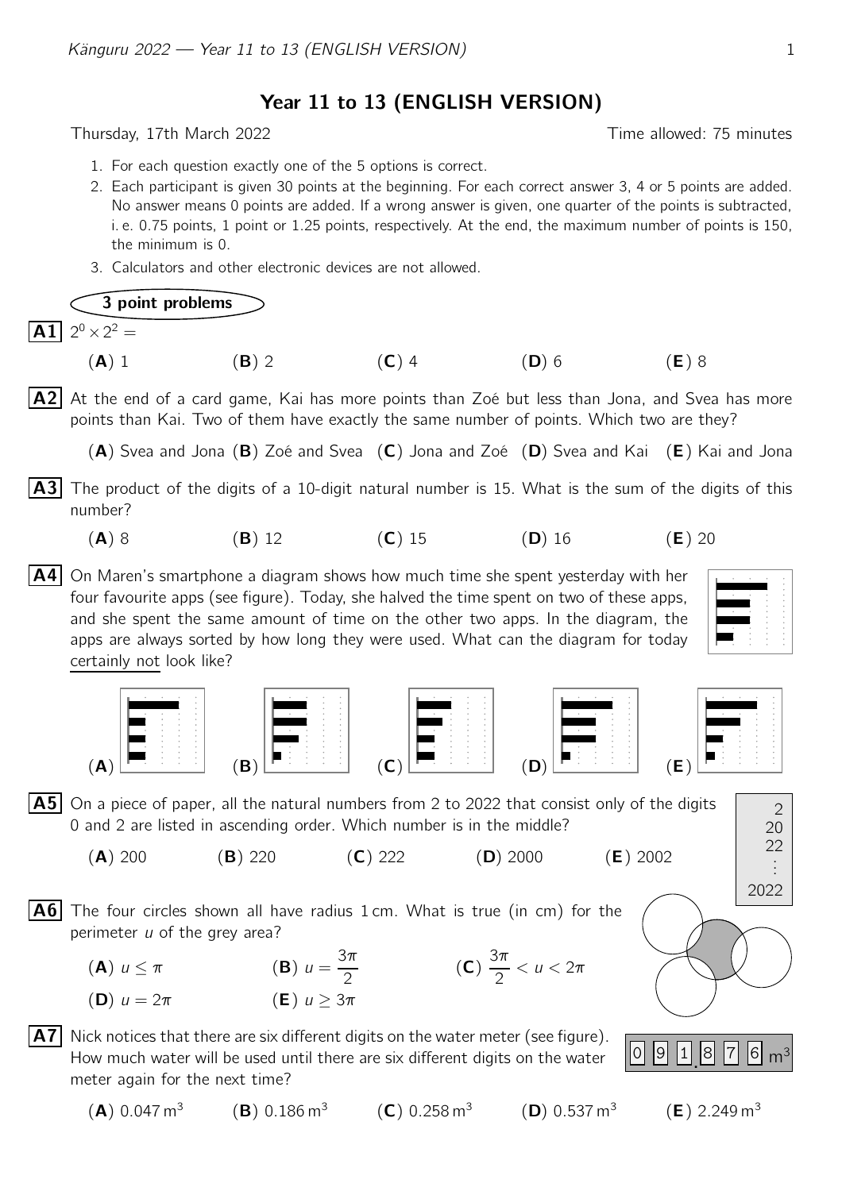# Year 11 to 13 (ENGLISH VERSION)

Thursday, 17th March 2022 — Time allowed: 75 minutes

1. For each question exactly one of the 5 options is correct.
2. Each participant is given 30 points at the beginning. For each correct answer 3, 4 or 5 points are added. No answer means 0 points are added. If a wrong answer is given, one quarter of the points is subtracted, i. e. 0.75 points, 1 point or 1.25 points, respectively. At the end, the maximum number of points is 150, the minimum is 0.
3. Calculators and other electronic devices are not allowed.

## 3 point problems

**A1** $2^0 \times 2^2 =$

(**A**) 1 (**B**) 2 (**C**) 4 (**D**) 6 (**E**) 8

**A2** At the end of a card game, Kai has more points than Zoé but less than Jona, and Svea has more points than Kai. Two of them have exactly the same number of points. Which two are they?

(**A**) Svea and Jona (**B**) Zoé and Svea (**C**) Jona and Zoé (**D**) Svea and Kai (**E**) Kai and Jona

**A3** The product of the digits of a 10-digit natural number is 15. What is the sum of the digits of this number?

(**A**) 8 (**B**) 12 (**C**) 15 (**D**) 16 (**E**) 20

**A4** On Maren's smartphone a diagram shows how much time she spent yesterday with her four favourite apps (see figure). Today, she halved the time spent on two of these apps, and she spent the same amount of time on the other two apps. In the diagram, the apps are always sorted by how long they were used. What can the diagram for today certainly not look like?

(**A**) (**B**) (**C**) (**D**) (**E**)

**A5** On a piece of paper, all the natural numbers from 2 to 2022 that consist only of the digits 0 and 2 are listed in ascending order. Which number is in the middle?

2
20
22
⋮
2022

(**A**) 200 (**B**) 220 (**C**) 222 (**D**) 2000 (**E**) 2002

**A6** The four circles shown all have radius 1 cm. What is true (in cm) for the perimeter $u$ of the grey area?

(**A**) $u \leq \pi$ (**B**) $u = \frac{3\pi}{2}$ (**C**) $\frac{3\pi}{2} < u < 2\pi$

(**D**) $u = 2\pi$ (**E**) $u \geq 3\pi$

**A7** Nick notices that there are six different digits on the water meter (see figure). How much water will be used until there are six different digits on the water meter again for the next time?

0 9 1 . 8 7 6 m³

(**A**) $0.047\,\text{m}^3$ (**B**) $0.186\,\text{m}^3$ (**C**) $0.258\,\text{m}^3$ (**D**) $0.537\,\text{m}^3$ (**E**) $2.249\,\text{m}^3$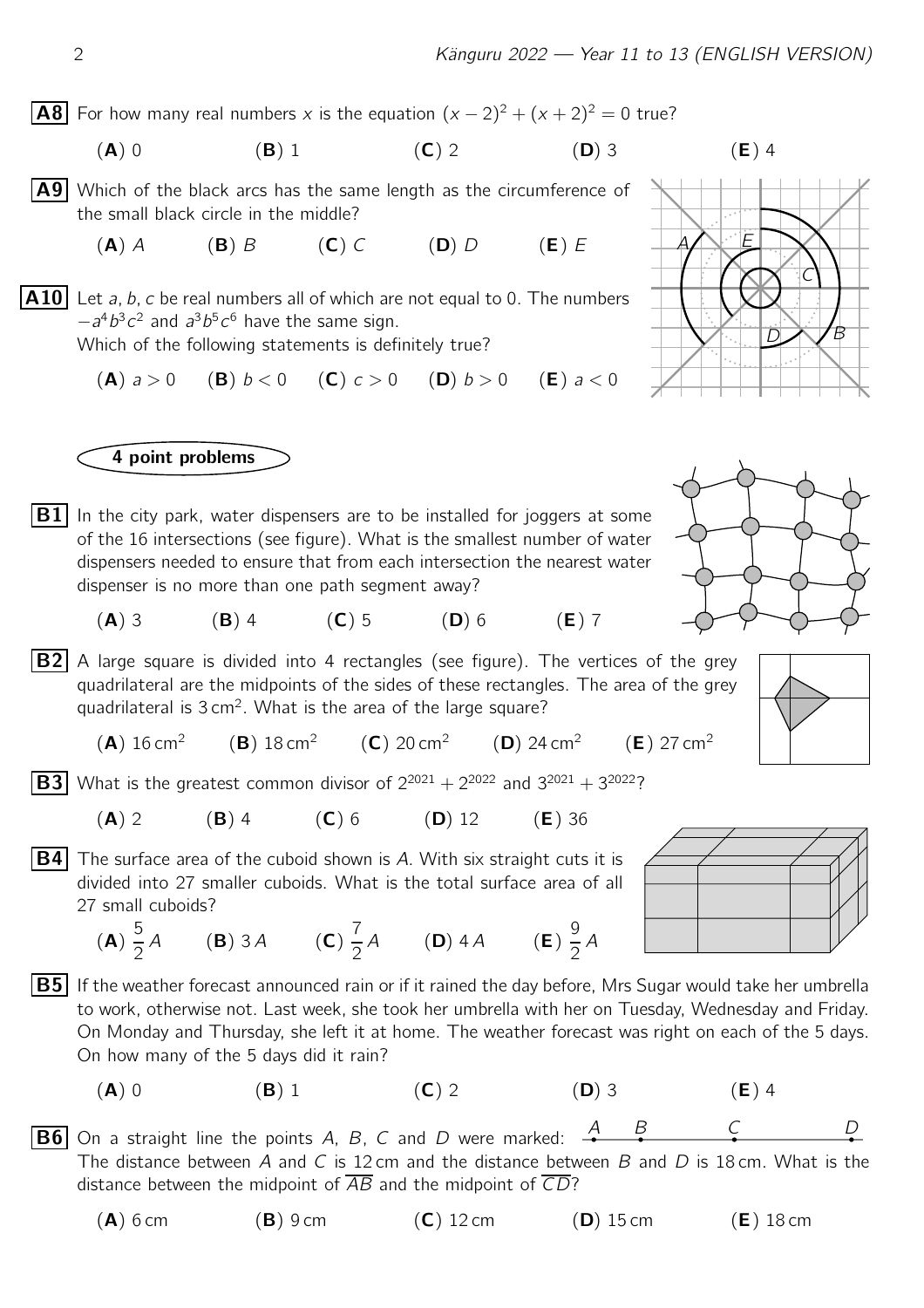**A8** For how many real numbers $x$ is the equation $(x-2)^2 + (x+2)^2 = 0$ true?

(**A**) 0 (**B**) 1 (**C**) 2 (**D**) 3 (**E**) 4

**A9** Which of the black arcs has the same length as the circumference of the small black circle in the middle?

(**A**) $A$ (**B**) $B$ (**C**) $C$ (**D**) $D$ (**E**) $E$

A E C D B

**A10** Let $a$, $b$, $c$ be real numbers all of which are not equal to 0. The numbers $-a^4b^3c^2$ and $a^3b^5c^6$ have the same sign.
Which of the following statements is definitely true?

(**A**) $a > 0$ (**B**) $b < 0$ (**C**) $c > 0$ (**D**) $b > 0$ (**E**) $a < 0$

## 4 point problems

**B1** In the city park, water dispensers are to be installed for joggers at some of the 16 intersections (see figure). What is the smallest number of water dispensers needed to ensure that from each intersection the nearest water dispenser is no more than one path segment away?

(**A**) 3 (**B**) 4 (**C**) 5 (**D**) 6 (**E**) 7

**B2** A large square is divided into 4 rectangles (see figure). The vertices of the grey quadrilateral are the midpoints of the sides of these rectangles. The area of the grey quadrilateral is $3\,\text{cm}^2$. What is the area of the large square?

(**A**) $16\,\text{cm}^2$ (**B**) $18\,\text{cm}^2$ (**C**) $20\,\text{cm}^2$ (**D**) $24\,\text{cm}^2$ (**E**) $27\,\text{cm}^2$

**B3** What is the greatest common divisor of $2^{2021} + 2^{2022}$ and $3^{2021} + 3^{2022}$?

(**A**) 2 (**B**) 4 (**C**) 6 (**D**) 12 (**E**) 36

**B4** The surface area of the cuboid shown is $A$. With six straight cuts it is divided into 27 smaller cuboids. What is the total surface area of all 27 small cuboids?

(**A**) $\frac{5}{2}A$ (**B**) $3A$ (**C**) $\frac{7}{2}A$ (**D**) $4A$ (**E**) $\frac{9}{2}A$

**B5** If the weather forecast announced rain or if it rained the day before, Mrs Sugar would take her umbrella to work, otherwise not. Last week, she took her umbrella with her on Tuesday, Wednesday and Friday. On Monday and Thursday, she left it at home. The weather forecast was right on each of the 5 days. On how many of the 5 days did it rain?

(**A**) 0 (**B**) 1 (**C**) 2 (**D**) 3 (**E**) 4

**B6** On a straight line the points $A$, $B$, $C$ and $D$ were marked: A B C D
The distance between $A$ and $C$ is 12 cm and the distance between $B$ and $D$ is 18 cm. What is the distance between the midpoint of $\overline{AB}$ and the midpoint of $\overline{CD}$?

(**A**) 6 cm (**B**) 9 cm (**C**) 12 cm (**D**) 15 cm (**E**) 18 cm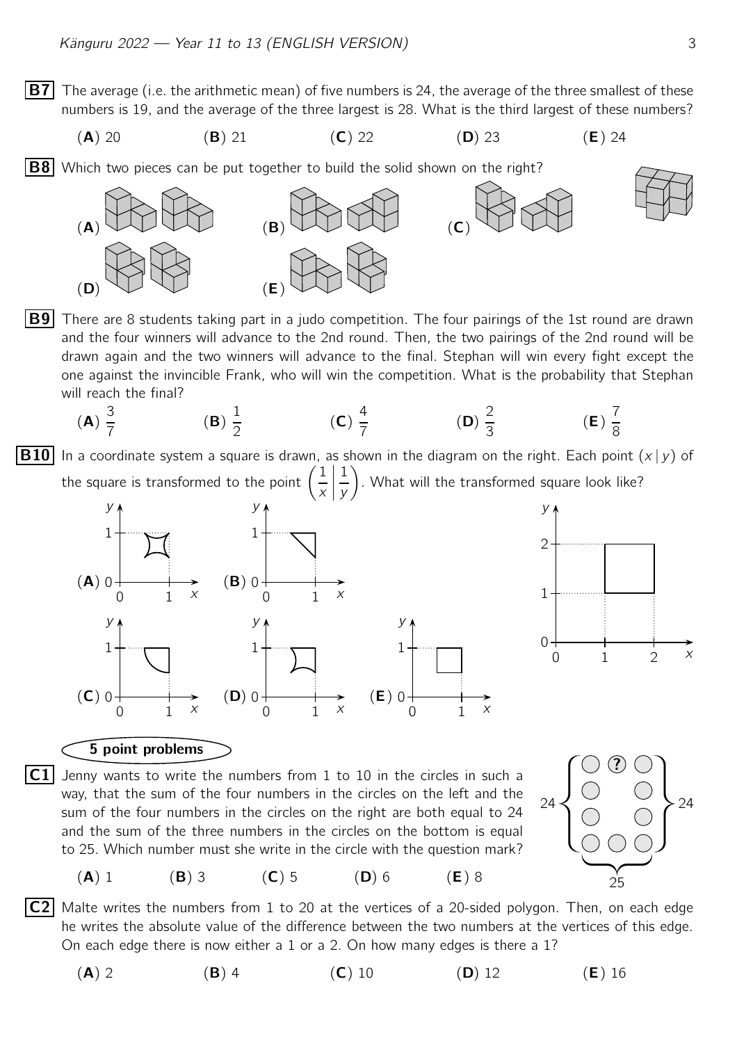**B7** The average (i.e. the arithmetic mean) of five numbers is 24, the average of the three smallest of these numbers is 19, and the average of the three largest is 28. What is the third largest of these numbers?

(**A**) 20 (**B**) 21 (**C**) 22 (**D**) 23 (**E**) 24

**B8** Which two pieces can be put together to build the solid shown on the right?

(**A**) (**B**) (**C**) (**D**) (**E**)

**B9** There are 8 students taking part in a judo competition. The four pairings of the 1st round are drawn and the four winners will advance to the 2nd round. Then, the two pairings of the 2nd round will be drawn again and the two winners will advance to the final. Stephan will win every fight except the one against the invincible Frank, who will win the competition. What is the probability that Stephan will reach the final?

(**A**) $\frac{3}{7}$ (**B**) $\frac{1}{2}$ (**C**) $\frac{4}{7}$ (**D**) $\frac{2}{3}$ (**E**) $\frac{7}{8}$

**B10** In a coordinate system a square is drawn, as shown in the diagram on the right. Each point $(x \mid y)$ of the square is transformed to the point $\left(\frac{1}{x} \middle| \frac{1}{y}\right)$. What will the transformed square look like?

(**A**) (**B**) (**C**) (**D**) (**E**)

## 5 point problems

**C1** Jenny wants to write the numbers from 1 to 10 in the circles in such a way, that the sum of the four numbers in the circles on the left and the sum of the four numbers in the circles on the right are both equal to 24 and the sum of the three numbers in the circles on the bottom is equal to 25. Which number must she write in the circle with the question mark?

(**A**) 1 (**B**) 3 (**C**) 5 (**D**) 6 (**E**) 8

**C2** Malte writes the numbers from 1 to 20 at the vertices of a 20-sided polygon. Then, on each edge he writes the absolute value of the difference between the two numbers at the vertices of this edge. On each edge there is now either a 1 or a 2. On how many edges is there a 1?

(**A**) 2 (**B**) 4 (**C**) 10 (**D**) 12 (**E**) 16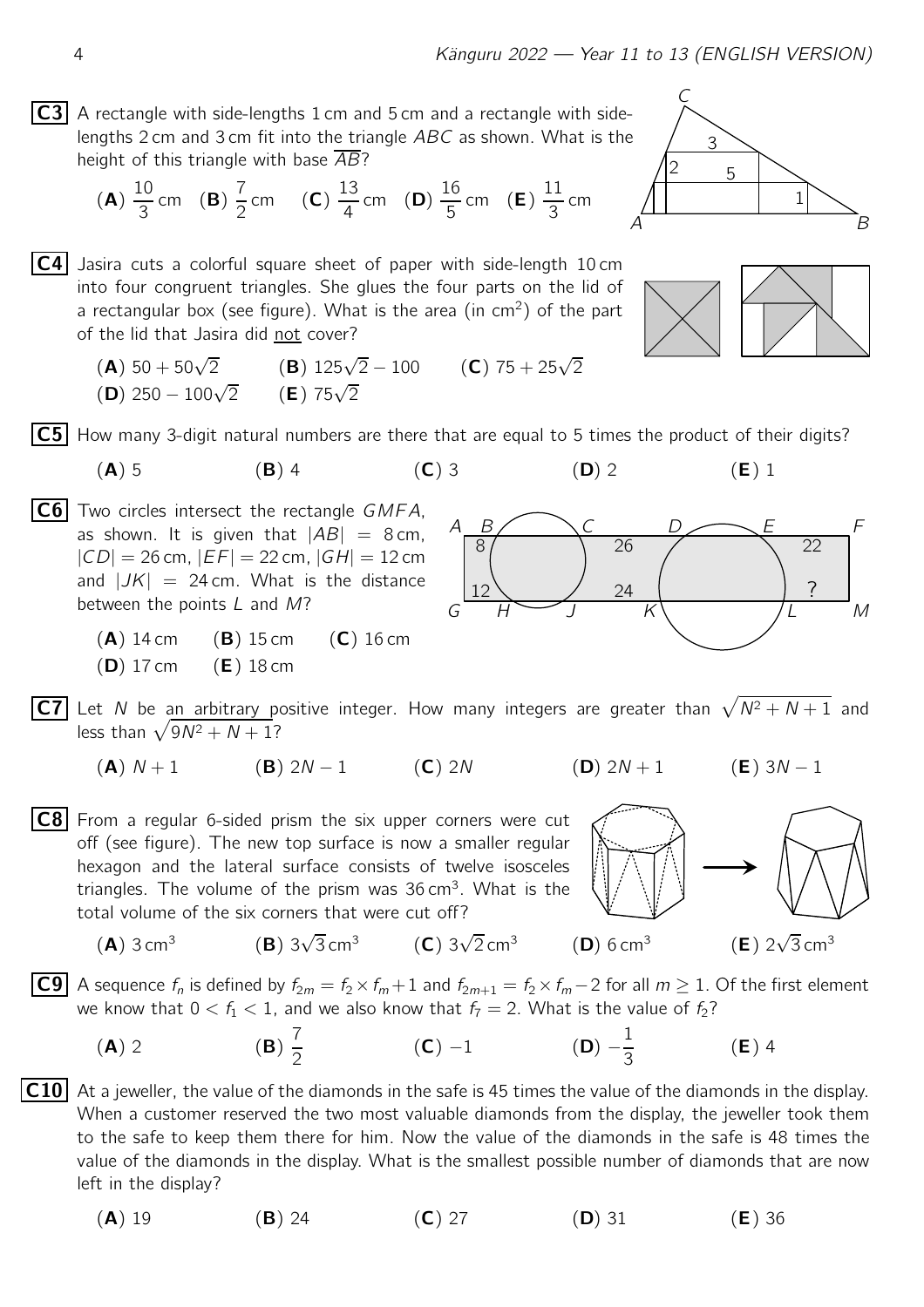**C3** A rectangle with side-lengths 1 cm and 5 cm and a rectangle with side-lengths 2 cm and 3 cm fit into the triangle $ABC$ as shown. What is the height of this triangle with base $\overline{AB}$?

(**A**) $\frac{10}{3}$ cm (**B**) $\frac{7}{2}$ cm (**C**) $\frac{13}{4}$ cm (**D**) $\frac{16}{5}$ cm (**E**) $\frac{11}{3}$ cm

**C4** Jasira cuts a colorful square sheet of paper with side-length 10 cm into four congruent triangles. She glues the four parts on the lid of a rectangular box (see figure). What is the area (in $\text{cm}^2$) of the part of the lid that Jasira did <u>not</u> cover?

(**A**) $50 + 50\sqrt{2}$ (**B**) $125\sqrt{2} - 100$ (**C**) $75 + 25\sqrt{2}$
(**D**) $250 - 100\sqrt{2}$ (**E**) $75\sqrt{2}$

**C5** How many 3-digit natural numbers are there that are equal to 5 times the product of their digits?

(**A**) 5 (**B**) 4 (**C**) 3 (**D**) 2 (**E**) 1

**C6** Two circles intersect the rectangle $GMFA$, as shown. It is given that $|AB| = 8$ cm, $|CD| = 26$ cm, $|EF| = 22$ cm, $|GH| = 12$ cm and $|JK| = 24$ cm. What is the distance between the points $L$ and $M$?

(**A**) 14 cm (**B**) 15 cm (**C**) 16 cm
(**D**) 17 cm (**E**) 18 cm

**C7** Let $N$ be an arbitrary positive integer. How many integers are greater than $\sqrt{N^2 + N + 1}$ and less than $\sqrt{9N^2 + N + 1}$?

(**A**) $N + 1$ (**B**) $2N - 1$ (**C**) $2N$ (**D**) $2N + 1$ (**E**) $3N - 1$

**C8** From a regular 6-sided prism the six upper corners were cut off (see figure). The new top surface is now a smaller regular hexagon and the lateral surface consists of twelve isosceles triangles. The volume of the prism was $36\,\text{cm}^3$. What is the total volume of the six corners that were cut off?

(**A**) $3\,\text{cm}^3$ (**B**) $3\sqrt{3}\,\text{cm}^3$ (**C**) $3\sqrt{2}\,\text{cm}^3$ (**D**) $6\,\text{cm}^3$ (**E**) $2\sqrt{3}\,\text{cm}^3$

**C9** A sequence $f_n$ is defined by $f_{2m} = f_2 \times f_m + 1$ and $f_{2m+1} = f_2 \times f_m - 2$ for all $m \geq 1$. Of the first element we know that $0 < f_1 < 1$, and we also know that $f_7 = 2$. What is the value of $f_2$?

(**A**) 2 (**B**) $\frac{7}{2}$ (**C**) $-1$ (**D**) $-\frac{1}{3}$ (**E**) 4

**C10** At a jeweller, the value of the diamonds in the safe is 45 times the value of the diamonds in the display. When a customer reserved the two most valuable diamonds from the display, the jeweller took them to the safe to keep them there for him. Now the value of the diamonds in the safe is 48 times the value of the diamonds in the display. What is the smallest possible number of diamonds that are now left in the display?

(**A**) 19 (**B**) 24 (**C**) 27 (**D**) 31 (**E**) 36